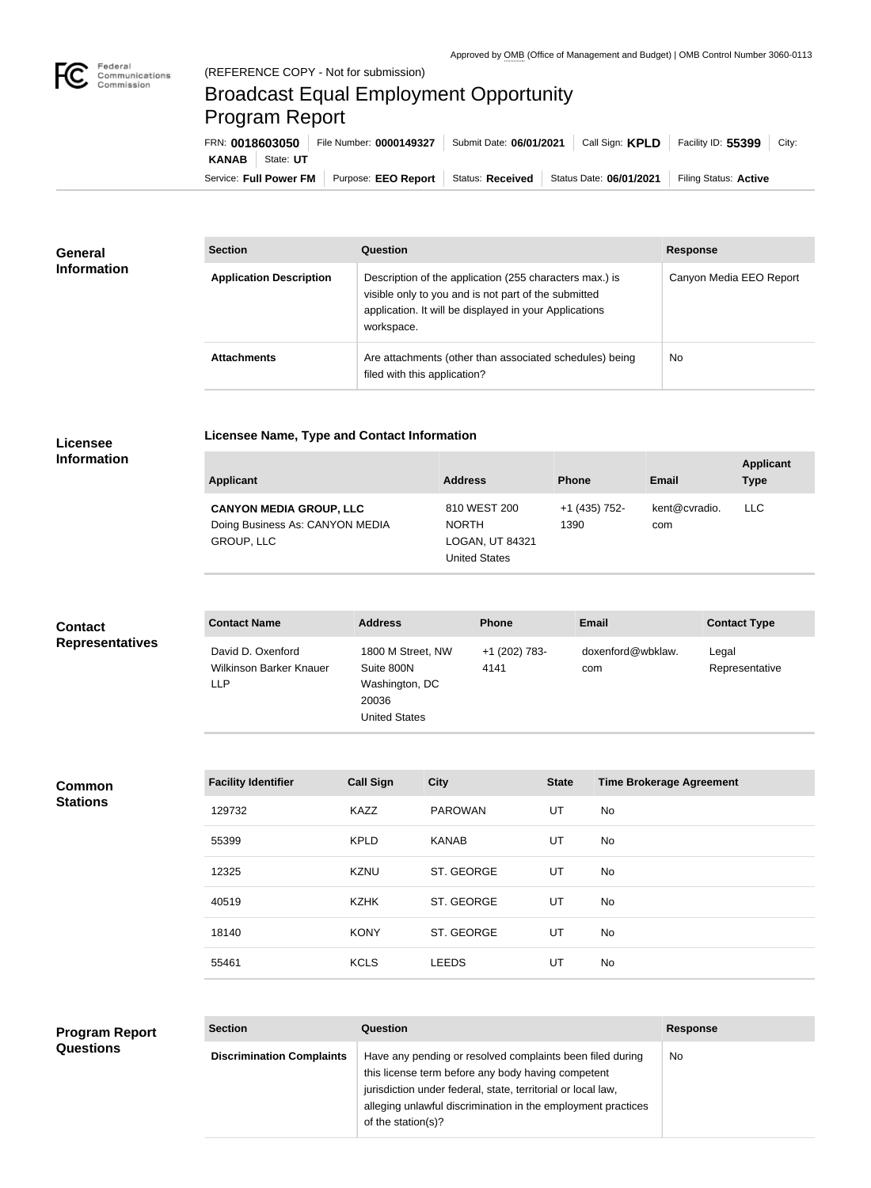Approved by OMB (Office of Management and Budget) | OMB Control Number 3060-0113

(REFERENCE COPY - Not for submission)

# Broadcast Equal Employment Opportunity Program Report

FRN: **0018603050** | File Number: **0000149327** | Submit Date: **06/01/2021** | Call Sign: **KPLD** | Facility ID: **55399** | City: **KANAB** | State: **UT**

Service: **Full Power FM** | Purpose: **EEO Report** | Status: **Received** | Status Date: **06/01/2021** | Filing Status: **Active**

## General Information

| Section | Question | Response |
|---|---|---|
| **Application Description** | Description of the application (255 characters max.) is visible only to you and is not part of the submitted application. It will be displayed in your Applications workspace. | Canyon Media EEO Report |
| **Attachments** | Are attachments (other than associated schedules) being filed with this application? | No |

## Licensee Information

### Licensee Name, Type and Contact Information

| Applicant | Address | Phone | Email | Applicant Type |
|---|---|---|---|---|
| **CANYON MEDIA GROUP, LLC** Doing Business As: CANYON MEDIA GROUP, LLC | 810 WEST 200 NORTH LOGAN, UT 84321 United States | +1 (435) 752-1390 | kent@cvradio.com | LLC |

## Contact Representatives

| Contact Name | Address | Phone | Email | Contact Type |
|---|---|---|---|---|
| David D. Oxenford Wilkinson Barker Knauer LLP | 1800 M Street, NW Suite 800N Washington, DC 20036 United States | +1 (202) 783-4141 | doxenford@wbklaw.com | Legal Representative |

## Common Stations

| Facility Identifier | Call Sign | City | State | Time Brokerage Agreement |
|---|---|---|---|---|
| 129732 | KAZZ | PAROWAN | UT | No |
| 55399 | KPLD | KANAB | UT | No |
| 12325 | KZNU | ST. GEORGE | UT | No |
| 40519 | KZHK | ST. GEORGE | UT | No |
| 18140 | KONY | ST. GEORGE | UT | No |
| 55461 | KCLS | LEEDS | UT | No |

## Program Report Questions

| Section | Question | Response |
|---|---|---|
| **Discrimination Complaints** | Have any pending or resolved complaints been filed during this license term before any body having competent jurisdiction under federal, state, territorial or local law, alleging unlawful discrimination in the employment practices of the station(s)? | No |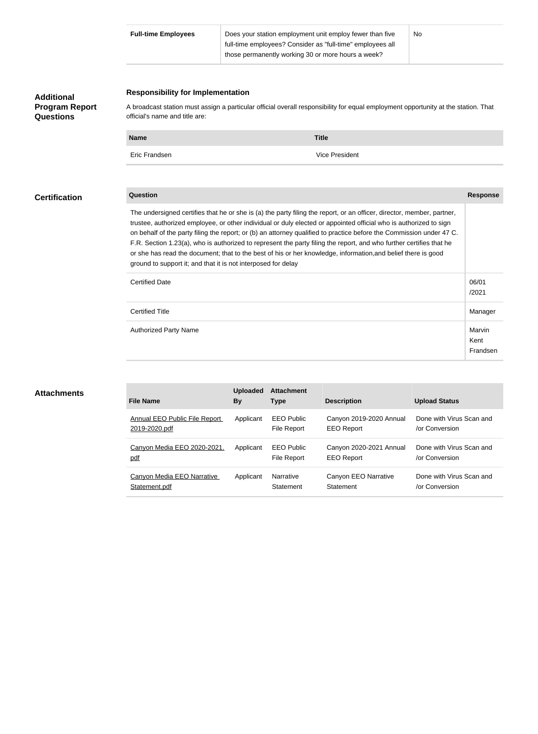| | | |
|---|---|---|
| **Full-time Employees** | Does your station employment unit employ fewer than five full-time employees? Consider as "full-time" employees all those permanently working 30 or more hours a week? | No |

## Additional Program Report Questions

### Responsibility for Implementation

A broadcast station must assign a particular official overall responsibility for equal employment opportunity at the station. That official's name and title are:

| Name | Title |
|---|---|
| Eric Frandsen | Vice President |

## Certification

| Question | Response |
|---|---|
| The undersigned certifies that he or she is (a) the party filing the report, or an officer, director, member, partner, trustee, authorized employee, or other individual or duly elected or appointed official who is authorized to sign on behalf of the party filing the report; or (b) an attorney qualified to practice before the Commission under 47 C.F.R. Section 1.23(a), who is authorized to represent the party filing the report, and who further certifies that he or she has read the document; that to the best of his or her knowledge, information,and belief there is good ground to support it; and that it is not interposed for delay | |
| Certified Date | 06/01/2021 |
| Certified Title | Manager |
| Authorized Party Name | Marvin Kent Frandsen |

## Attachments

| File Name | Uploaded By | Attachment Type | Description | Upload Status |
|---|---|---|---|---|
| Annual EEO Public File Report 2019-2020.pdf | Applicant | EEO Public File Report | Canyon 2019-2020 Annual EEO Report | Done with Virus Scan and /or Conversion |
| Canyon Media EEO 2020-2021.pdf | Applicant | EEO Public File Report | Canyon 2020-2021 Annual EEO Report | Done with Virus Scan and /or Conversion |
| Canyon Media EEO Narrative Statement.pdf | Applicant | Narrative Statement | Canyon EEO Narrative Statement | Done with Virus Scan and /or Conversion |